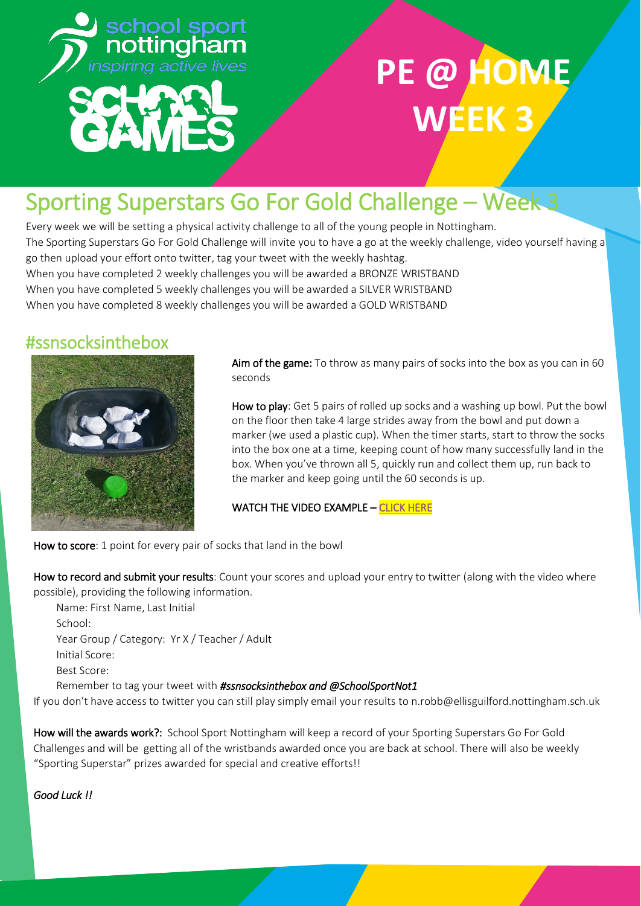school sport nottingham
*inspiring active lives*

SCHOOL GAMES

# PE @ HOME WEEK 3

## Sporting Superstars Go For Gold Challenge – Week 3

Every week we will be setting a physical activity challenge to all of the young people in Nottingham.
The Sporting Superstars Go For Gold Challenge will invite you to have a go at the weekly challenge, video yourself having a go then upload your effort onto twitter, tag your tweet with the weekly hashtag.
When you have completed 2 weekly challenges you will be awarded a BRONZE WRISTBAND
When you have completed 5 weekly challenges you will be awarded a SILVER WRISTBAND
When you have completed 8 weekly challenges you will be awarded a GOLD WRISTBAND

## #ssnsocksinthebox

**Aim of the game:** To throw as many pairs of socks into the box as you can in 60 seconds

**How to play**: Get 5 pairs of rolled up socks and a washing up bowl. Put the bowl on the floor then take 4 large strides away from the bowl and put down a marker (we used a plastic cup). When the timer starts, start to throw the socks into the box one at a time, keeping count of how many successfully land in the box. When you've thrown all 5, quickly run and collect them up, run back to the marker and keep going until the 60 seconds is up.

WATCH THE VIDEO EXAMPLE – CLICK HERE

**How to score**: 1 point for every pair of socks that land in the bowl

**How to record and submit your results**: Count your scores and upload your entry to twitter (along with the video where possible), providing the following information.

Name: First Name, Last Initial
School:
Year Group / Category: Yr X / Teacher / Adult
Initial Score:
Best Score:
Remember to tag your tweet with ***#ssnsocksinthebox and @SchoolSportNot1***

If you don't have access to twitter you can still play simply email your results to n.robb@ellisguilford.nottingham.sch.uk

**How will the awards work?:** School Sport Nottingham will keep a record of your Sporting Superstars Go For Gold Challenges and will be getting all of the wristbands awarded once you are back at school. There will also be weekly "Sporting Superstar" prizes awarded for special and creative efforts!!

*Good Luck !!*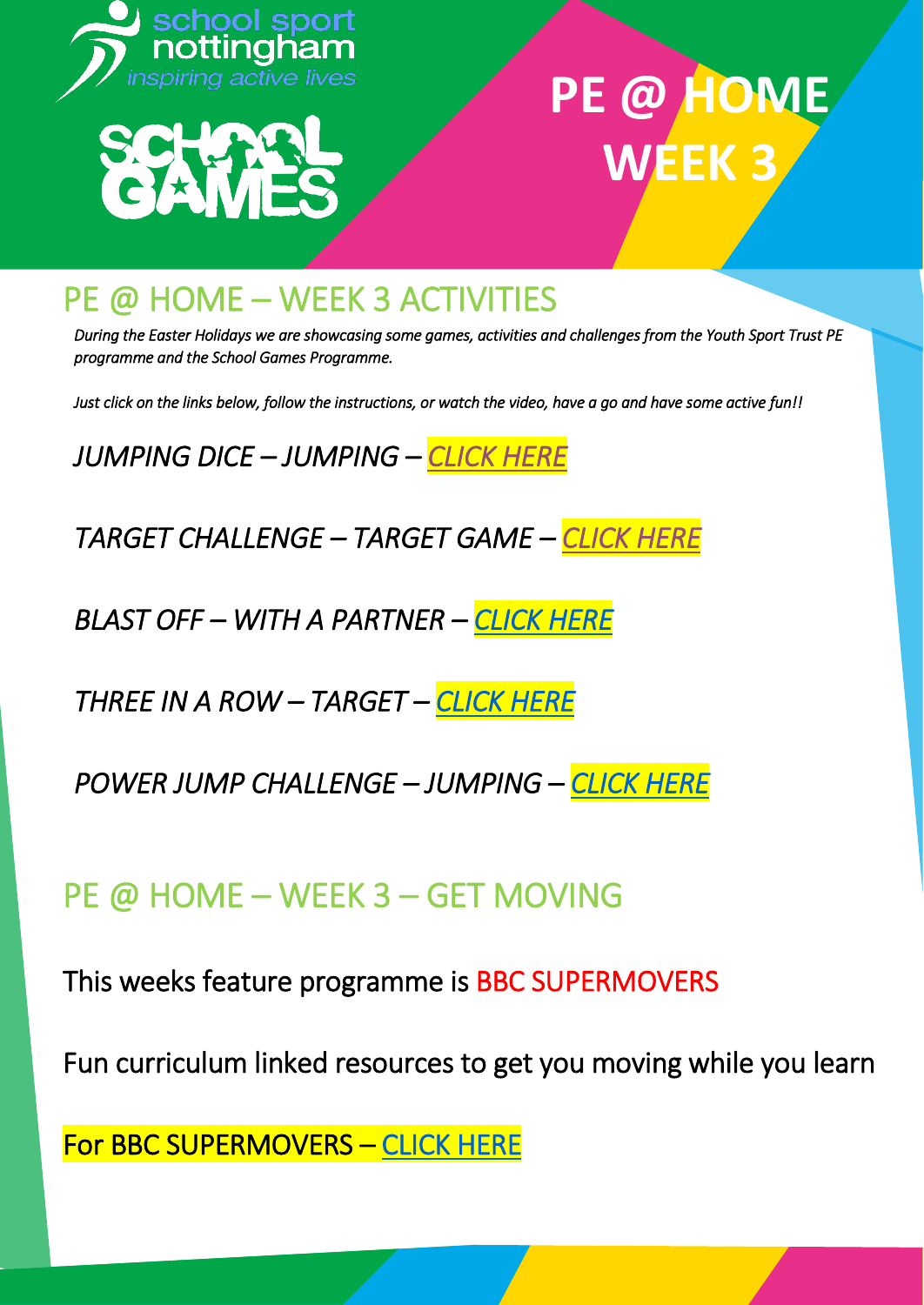school sport nottingham
inspiring active lives

SCHOOL GAMES

# PE @ HOME WEEK 3

## PE @ HOME – WEEK 3 ACTIVITIES

*During the Easter Holidays we are showcasing some games, activities and challenges from the Youth Sport Trust PE programme and the School Games Programme.*

*Just click on the links below, follow the instructions, or watch the video, have a go and have some active fun!!*

*JUMPING DICE – JUMPING – CLICK HERE*

*TARGET CHALLENGE – TARGET GAME – CLICK HERE*

*BLAST OFF – WITH A PARTNER – CLICK HERE*

*THREE IN A ROW – TARGET – CLICK HERE*

*POWER JUMP CHALLENGE – JUMPING – CLICK HERE*

## PE @ HOME – WEEK 3 – GET MOVING

This weeks feature programme is BBC SUPERMOVERS

Fun curriculum linked resources to get you moving while you learn

For BBC SUPERMOVERS – CLICK HERE